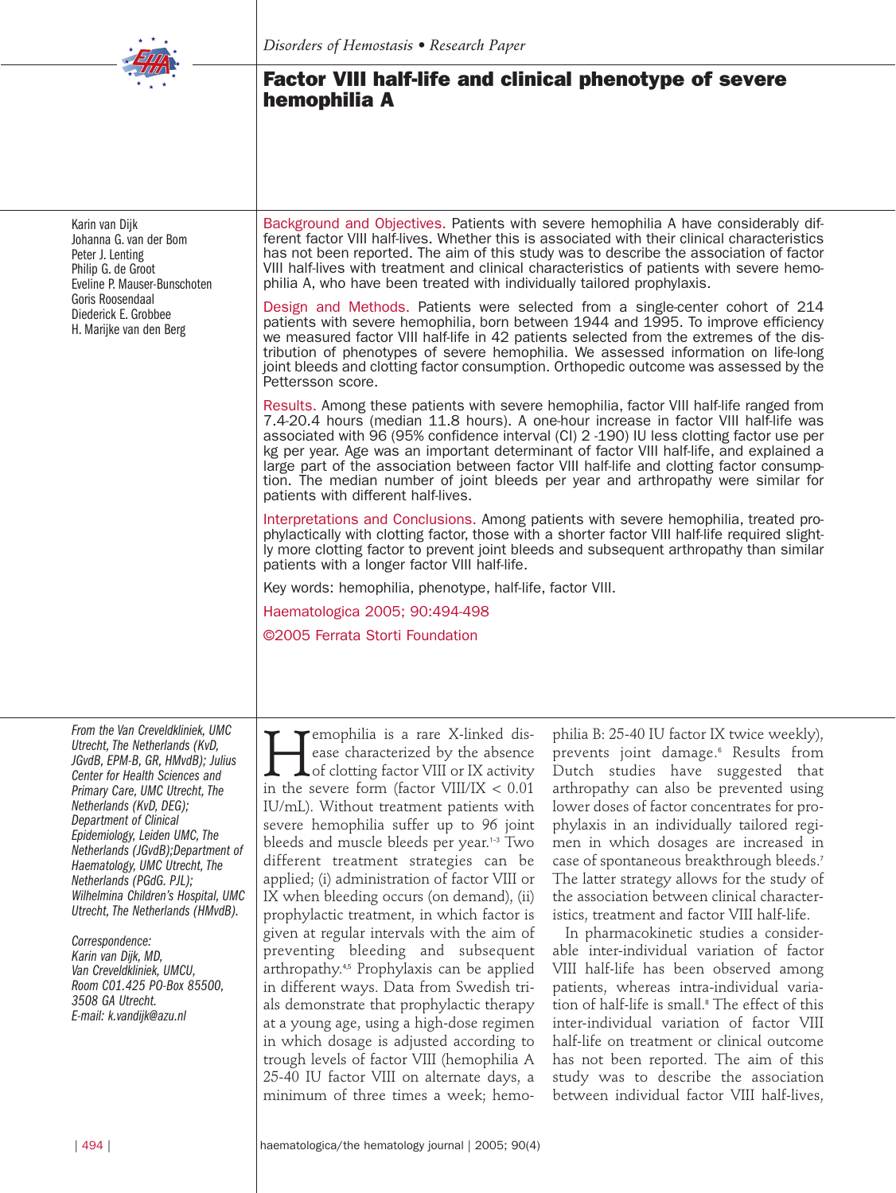Disorders of Hemostasis • Research Paper

# Factor VIII half-life and clinical phenotype of severe hemophilia A

Karin van Dijk
Johanna G. van der Bom
Peter J. Lenting
Philip G. de Groot
Eveline P. Mauser-Bunschoten
Goris Roosendaal
Diederick E. Grobbee
H. Marijke van den Berg

**Background and Objectives.** Patients with severe hemophilia A have considerably different factor VIII half-lives. Whether this is associated with their clinical characteristics has not been reported. The aim of this study was to describe the association of factor VIII half-lives with treatment and clinical characteristics of patients with severe hemophilia A, who have been treated with individually tailored prophylaxis.

**Design and Methods.** Patients were selected from a single-center cohort of 214 patients with severe hemophilia, born between 1944 and 1995. To improve efficiency we measured factor VIII half-life in 42 patients selected from the extremes of the distribution of phenotypes of severe hemophilia. We assessed information on life-long joint bleeds and clotting factor consumption. Orthopedic outcome was assessed by the Pettersson score.

**Results.** Among these patients with severe hemophilia, factor VIII half-life ranged from 7.4-20.4 hours (median 11.8 hours). A one-hour increase in factor VIII half-life was associated with 96 (95% confidence interval (CI) 2 -190) IU less clotting factor use per kg per year. Age was an important determinant of factor VIII half-life, and explained a large part of the association between factor VIII half-life and clotting factor consumption. The median number of joint bleeds per year and arthropathy were similar for patients with different half-lives.

**Interpretations and Conclusions.** Among patients with severe hemophilia, treated prophylactically with clotting factor, those with a shorter factor VIII half-life required slightly more clotting factor to prevent joint bleeds and subsequent arthropathy than similar patients with a longer factor VIII half-life.

Key words: hemophilia, phenotype, half-life, factor VIII.

Haematologica 2005; 90:494-498

©2005 Ferrata Storti Foundation

*From the Van Creveldkliniek, UMC Utrecht, The Netherlands (KvD, JGvdB, EPM-B, GR, HMvdB); Julius Center for Health Sciences and Primary Care, UMC Utrecht, The Netherlands (KvD, DEG); Department of Clinical Epidemiology, Leiden UMC, The Netherlands (JGvdB);Department of Haematology, UMC Utrecht, The Netherlands (PGdG. PJL); Wilhelmina Children's Hospital, UMC Utrecht, The Netherlands (HMvdB).*

*Correspondence: Karin van Dijk, MD, Van Creveldkliniek, UMCU, Room C01.425 PO-Box 85500, 3508 GA Utrecht. E-mail: k.vandijk@azu.nl*

Hemophilia is a rare X-linked disease characterized by the absence of clotting factor VIII or IX activity in the severe form (factor VIII/IX < 0.01 IU/mL). Without treatment patients with severe hemophilia suffer up to 96 joint bleeds and muscle bleeds per year.[1-3] Two different treatment strategies can be applied; (i) administration of factor VIII or IX when bleeding occurs (on demand), (ii) prophylactic treatment, in which factor is given at regular intervals with the aim of preventing bleeding and subsequent arthropathy.[4,5] Prophylaxis can be applied in different ways. Data from Swedish trials demonstrate that prophylactic therapy at a young age, using a high-dose regimen in which dosage is adjusted according to trough levels of factor VIII (hemophilia A 25-40 IU factor VIII on alternate days, a minimum of three times a week; hemophilia B: 25-40 IU factor IX twice weekly), prevents joint damage.[6] Results from Dutch studies have suggested that arthropathy can also be prevented using lower doses of factor concentrates for prophylaxis in an individually tailored regimen in which dosages are increased in case of spontaneous breakthrough bleeds.[7] The latter strategy allows for the study of the association between clinical characteristics, treatment and factor VIII half-life.

In pharmacokinetic studies a considerable inter-individual variation of factor VIII half-life has been observed among patients, whereas intra-individual variation of half-life is small.[8] The effect of this inter-individual variation of factor VIII half-life on treatment or clinical outcome has not been reported. The aim of this study was to describe the association between individual factor VIII half-lives,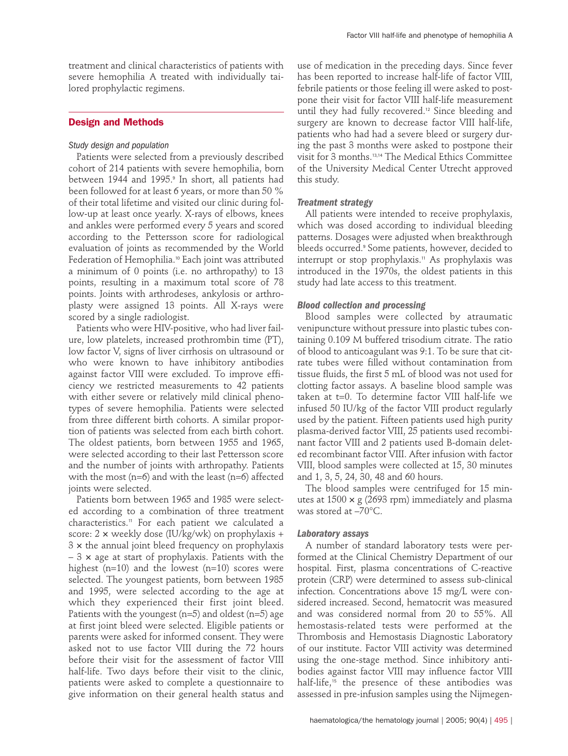treatment and clinical characteristics of patients with severe hemophilia A treated with individually tailored prophylactic regimens.

## Design and Methods

### Study design and population

Patients were selected from a previously described cohort of 214 patients with severe hemophilia, born between 1944 and 1995.[9] In short, all patients had been followed for at least 6 years, or more than 50 % of their total lifetime and visited our clinic during follow-up at least once yearly. X-rays of elbows, knees and ankles were performed every 5 years and scored according to the Pettersson score for radiological evaluation of joints as recommended by the World Federation of Hemophilia.[10] Each joint was attributed a minimum of 0 points (i.e. no arthropathy) to 13 points, resulting in a maximum total score of 78 points. Joints with arthrodeses, ankylosis or arthroplasty were assigned 13 points. All X-rays were scored by a single radiologist.

Patients who were HIV-positive, who had liver failure, low platelets, increased prothrombin time (PT), low factor V, signs of liver cirrhosis on ultrasound or who were known to have inhibitory antibodies against factor VIII were excluded. To improve efficiency we restricted measurements to 42 patients with either severe or relatively mild clinical phenotypes of severe hemophilia. Patients were selected from three different birth cohorts. A similar proportion of patients was selected from each birth cohort. The oldest patients, born between 1955 and 1965, were selected according to their last Pettersson score and the number of joints with arthropathy. Patients with the most (n=6) and with the least (n=6) affected joints were selected.

Patients born between 1965 and 1985 were selected according to a combination of three treatment characteristics.[11] For each patient we calculated a score: 2 × weekly dose (IU/kg/wk) on prophylaxis + 3 × the annual joint bleed frequency on prophylaxis – 3 × age at start of prophylaxis. Patients with the highest (n=10) and the lowest (n=10) scores were selected. The youngest patients, born between 1985 and 1995, were selected according to the age at which they experienced their first joint bleed. Patients with the youngest (n=5) and oldest (n=5) age at first joint bleed were selected. Eligible patients or parents were asked for informed consent. They were asked not to use factor VIII during the 72 hours before their visit for the assessment of factor VIII half-life. Two days before their visit to the clinic, patients were asked to complete a questionnaire to give information on their general health status and use of medication in the preceding days. Since fever has been reported to increase half-life of factor VIII, febrile patients or those feeling ill were asked to postpone their visit for factor VIII half-life measurement until they had fully recovered.[12] Since bleeding and surgery are known to decrease factor VIII half-life, patients who had had a severe bleed or surgery during the past 3 months were asked to postpone their visit for 3 months.[13,14] The Medical Ethics Committee of the University Medical Center Utrecht approved this study.

### Treatment strategy

All patients were intended to receive prophylaxis, which was dosed according to individual bleeding patterns. Dosages were adjusted when breakthrough bleeds occurred.[9] Some patients, however, decided to interrupt or stop prophylaxis.[11] As prophylaxis was introduced in the 1970s, the oldest patients in this study had late access to this treatment.

### Blood collection and processing

Blood samples were collected by atraumatic venipuncture without pressure into plastic tubes containing 0.109 M buffered trisodium citrate. The ratio of blood to anticoagulant was 9:1. To be sure that citrate tubes were filled without contamination from tissue fluids, the first 5 mL of blood was not used for clotting factor assays. A baseline blood sample was taken at t=0. To determine factor VIII half-life we infused 50 IU/kg of the factor VIII product regularly used by the patient. Fifteen patients used high purity plasma-derived factor VIII, 25 patients used recombinant factor VIII and 2 patients used B-domain deleted recombinant factor VIII. After infusion with factor VIII, blood samples were collected at 15, 30 minutes and 1, 3, 5, 24, 30, 48 and 60 hours.

The blood samples were centrifuged for 15 minutes at 1500 × g (2693 rpm) immediately and plasma was stored at –70°C.

### Laboratory assays

A number of standard laboratory tests were performed at the Clinical Chemistry Department of our hospital. First, plasma concentrations of C-reactive protein (CRP) were determined to assess sub-clinical infection. Concentrations above 15 mg/L were considered increased. Second, hematocrit was measured and was considered normal from 20 to 55%. All hemostasis-related tests were performed at the Thrombosis and Hemostasis Diagnostic Laboratory of our institute. Factor VIII activity was determined using the one-stage method. Since inhibitory antibodies against factor VIII may influence factor VIII half-life,[15] the presence of these antibodies was assessed in pre-infusion samples using the Nijmegen-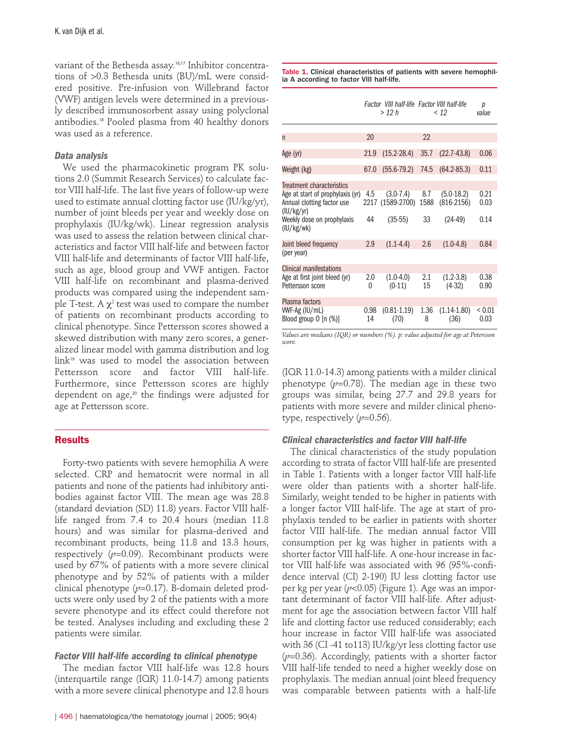variant of the Bethesda assay.[16,17] Inhibitor concentrations of >0.3 Bethesda units (BU)/mL were considered positive. Pre-infusion von Willebrand factor (VWF) antigen levels were determined in a previously described immunosorbent assay using polyclonal antibodies.[18] Pooled plasma from 40 healthy donors was used as a reference.

### Data analysis

We used the pharmacokinetic program PK solutions 2.0 (Summit Research Services) to calculate factor VIII half-life. The last five years of follow-up were used to estimate annual clotting factor use (IU/kg/yr), number of joint bleeds per year and weekly dose on prophylaxis (IU/kg/wk). Linear regression analysis was used to assess the relation between clinical characteristics and factor VIII half-life and between factor VIII half-life and determinants of factor VIII half-life, such as age, blood group and VWF antigen. Factor VIII half-life on recombinant and plasma-derived products was compared using the independent sample T-test. A $\chi^2$ test was used to compare the number of patients on recombinant products according to clinical phenotype. Since Pettersson scores showed a skewed distribution with many zero scores, a generalized linear model with gamma distribution and log link[19] was used to model the association between Pettersson score and factor VIII half-life. Furthermore, since Pettersson scores are highly dependent on age,[20] the findings were adjusted for age at Pettersson score.

## Results

Forty-two patients with severe hemophilia A were selected. CRP and hematocrit were normal in all patients and none of the patients had inhibitory antibodies against factor VIII. The mean age was 28.8 (standard deviation (SD) 11.8) years. Factor VIII half-life ranged from 7.4 to 20.4 hours (median 11.8 hours) and was similar for plasma-derived and recombinant products, being 11.8 and 13.3 hours, respectively ($p$=0.09). Recombinant products were used by 67% of patients with a more severe clinical phenotype and by 52% of patients with a milder clinical phenotype ($p$=0.17). B-domain deleted products were only used by 2 of the patients with a more severe phenotype and its effect could therefore not be tested. Analyses including and excluding these 2 patients were similar.

### Factor VIII half-life according to clinical phenotype

The median factor VIII half-life was 12.8 hours (interquartile range (IQR) 11.0-14.7) among patients with a more severe clinical phenotype and 12.8 hours (IQR 11.0-14.3) among patients with a milder clinical phenotype ($p$=0.78). The median age in these two groups was similar, being 27.7 and 29.8 years for patients with more severe and milder clinical phenotype, respectively ($p$=0.56).

**Table 1.** Clinical characteristics of patients with severe hemophilia A according to factor VIII half-life.

| | *Factor VIII half-life > 12 h* | | *Factor VIII half-life < 12* | | *p value* |
|---|---|---|---|---|---|
| n | 20 | | 22 | | |
| Age (yr) | 21.9 | (15.2-28.4) | 35.7 | (22.7-43.8) | 0.06 |
| Weight (kg) | 67.0 | (55.6-79.2) | 74.5 | (64.2-85.3) | 0.11 |
| Treatment characteristics | | | | | |
| Age at start of prophylaxis (yr) | 4.5 | (3.0-7.4) | 8.7 | (5.0-18.2) | 0.21 |
| Annual clotting factor use (IU/kg/yr) | 2217 | (1589-2700) | 1588 | (816-2156) | 0.03 |
| Weekly dose on prophylaxis (IU/kg/wk) | 44 | (35-55) | 33 | (24-49) | 0.14 |
| Joint bleed frequency (per year) | 2.9 | (1.1-4.4) | 2.6 | (1.0-4.8) | 0.84 |
| Clinical manifestations | | | | | |
| Age at first joint bleed (yr) | 2.0 | (1.0-4.0) | 2.1 | (1.2-3.8) | 0.38 |
| Pettersson score | 0 | (0-11) | 15 | (4-32) | 0.90 |
| Plasma factors | | | | | |
| VWF-Ag (IU/mL) | 0.98 | (0.81-1.19) | 1.36 | (1.14-1.80) | < 0.01 |
| Blood group 0 [n (%)] | 14 | (70) | 8 | (36) | 0.03 |

*Values are medians (IQR) or numbers (%). p: value adjusted for age at Petersson score.*

### Clinical characteristics and factor VIII half-life

The clinical characteristics of the study population according to strata of factor VIII half-life are presented in Table 1. Patients with a longer factor VIII half-life were older than patients with a shorter half-life. Similarly, weight tended to be higher in patients with a longer factor VIII half-life. The age at start of prophylaxis tended to be earlier in patients with shorter factor VIII half-life. The median annual factor VIII consumption per kg was higher in patients with a shorter factor VIII half-life. A one-hour increase in factor VIII half-life was associated with 96 (95%-confidence interval (CI) 2-190) IU less clotting factor use per kg per year ($p$<0.05) (Figure 1). Age was an important determinant of factor VIII half-life. After adjustment for age the association between factor VIII half life and clotting factor use reduced considerably; each hour increase in factor VIII half-life was associated with 36 (CI -41 to113) IU/kg/yr less clotting factor use ($p$=0.36). Accordingly, patients with a shorter factor VIII half-life tended to need a higher weekly dose on prophylaxis. The median annual joint bleed frequency was comparable between patients with a half-life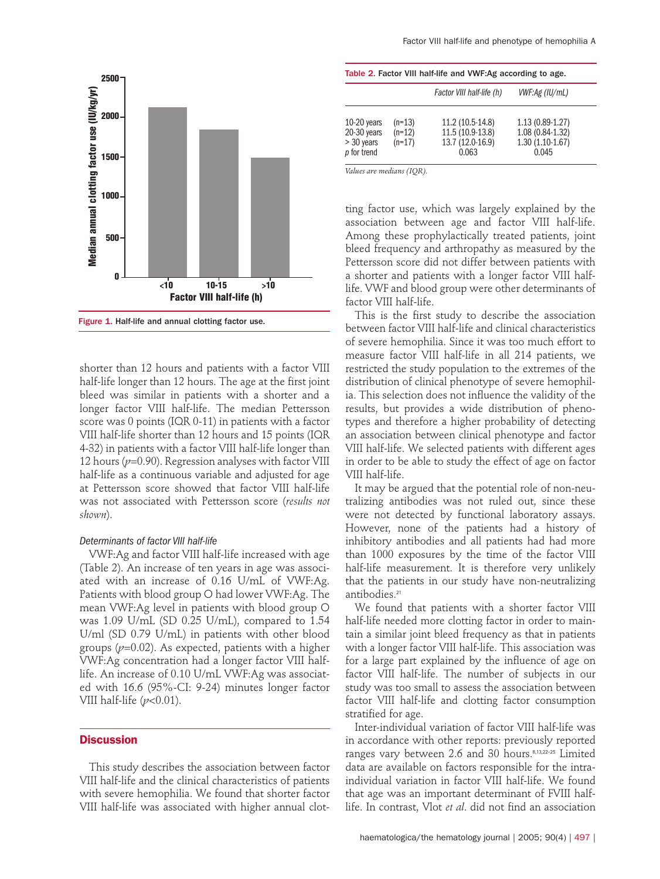Figure 1. Half-life and annual clotting factor use.

shorter than 12 hours and patients with a factor VIII half-life longer than 12 hours. The age at the first joint bleed was similar in patients with a shorter and a longer factor VIII half-life. The median Pettersson score was 0 points (IQR 0-11) in patients with a factor VIII half-life shorter than 12 hours and 15 points (IQR 4-32) in patients with a factor VIII half-life longer than 12 hours ($p$=0.90). Regression analyses with factor VIII half-life as a continuous variable and adjusted for age at Pettersson score showed that factor VIII half-life was not associated with Pettersson score (*results not shown*).

### Determinants of factor VIII half-life

VWF:Ag and factor VIII half-life increased with age (Table 2). An increase of ten years in age was associated with an increase of 0.16 U/mL of VWF:Ag. Patients with blood group O had lower VWF:Ag. The mean VWF:Ag level in patients with blood group O was 1.09 U/mL (SD 0.25 U/mL), compared to 1.54 U/ml (SD 0.79 U/mL) in patients with other blood groups ($p$=0.02). As expected, patients with a higher VWF:Ag concentration had a longer factor VIII half-life. An increase of 0.10 U/mL VWF:Ag was associated with 16.6 (95%-CI: 9-24) minutes longer factor VIII half-life ($p$<0.01).

Table 2. Factor VIII half-life and VWF:Ag according to age.

| | | Factor VIII half-life (h) | VWF:Ag (IU/mL) |
|---|---|---|---|
| 10-20 years | (n=13) | 11.2 (10.5-14.8) | 1.13 (0.89-1.27) |
| 20-30 years | (n=12) | 11.5 (10.9-13.8) | 1.08 (0.84-1.32) |
| > 30 years | (n=17) | 13.7 (12.0-16.9) | 1.30 (1.10-1.67) |
| *p* for trend | | 0.063 | 0.045 |

*Values are medians (IQR).*

## Discussion

This study describes the association between factor VIII half-life and the clinical characteristics of patients with severe hemophilia. We found that shorter factor VIII half-life was associated with higher annual clotting factor use, which was largely explained by the association between age and factor VIII half-life. Among these prophylactically treated patients, joint bleed frequency and arthropathy as measured by the Pettersson score did not differ between patients with a shorter and patients with a longer factor VIII half-life. VWF and blood group were other determinants of factor VIII half-life.

This is the first study to describe the association between factor VIII half-life and clinical characteristics of severe hemophilia. Since it was too much effort to measure factor VIII half-life in all 214 patients, we restricted the study population to the extremes of the distribution of clinical phenotype of severe hemophilia. This selection does not influence the validity of the results, but provides a wide distribution of phenotypes and therefore a higher probability of detecting an association between clinical phenotype and factor VIII half-life. We selected patients with different ages in order to be able to study the effect of age on factor VIII half-life.

It may be argued that the potential role of non-neutralizing antibodies was not ruled out, since these were not detected by functional laboratory assays. However, none of the patients had a history of inhibitory antibodies and all patients had had more than 1000 exposures by the time of the factor VIII half-life measurement. It is therefore very unlikely that the patients in our study have non-neutralizing antibodies.[21]

We found that patients with a shorter factor VIII half-life needed more clotting factor in order to maintain a similar joint bleed frequency as that in patients with a longer factor VIII half-life. This association was for a large part explained by the influence of age on factor VIII half-life. The number of subjects in our study was too small to assess the association between factor VIII half-life and clotting factor consumption stratified for age.

Inter-individual variation of factor VIII half-life was in accordance with other reports: previously reported ranges vary between 2.6 and 30 hours.[8,13,22-25] Limited data are available on factors responsible for the intra-individual variation in factor VIII half-life. We found that age was an important determinant of FVIII half-life. In contrast, Vlot *et al*. did not find an association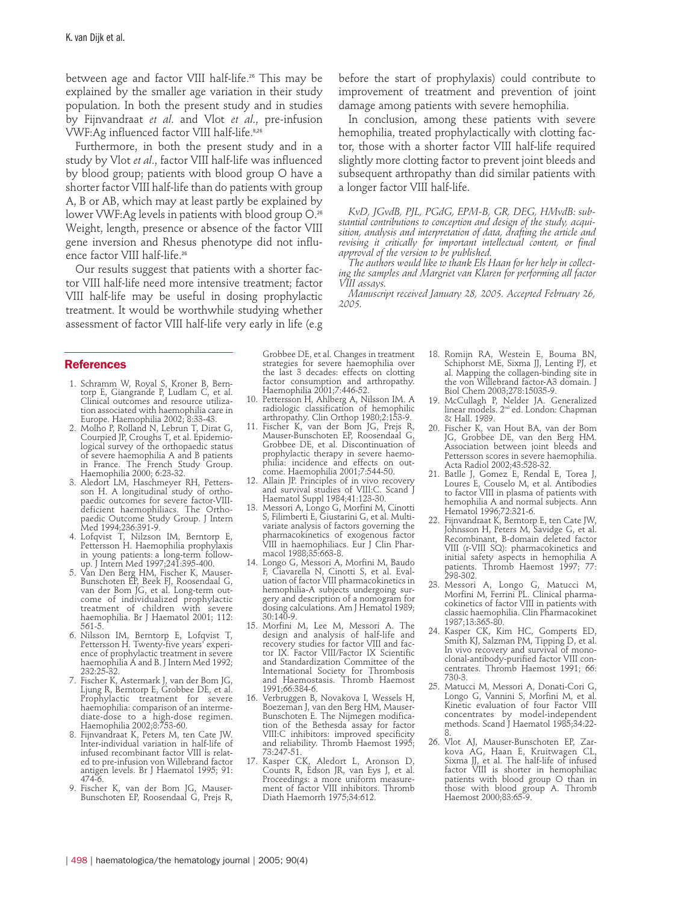between age and factor VIII half-life.[26] This may be explained by the smaller age variation in their study population. In both the present study and in studies by Fijnvandraat *et al*. and Vlot *et al*., pre-infusion VWF:Ag influenced factor VIII half-life.[8,26]

Furthermore, in both the present study and in a study by Vlot *et al*., factor VIII half-life was influenced by blood group; patients with blood group O have a shorter factor VIII half-life than do patients with group A, B or AB, which may at least partly be explained by lower VWF:Ag levels in patients with blood group O.[26] Weight, length, presence or absence of the factor VIII gene inversion and Rhesus phenotype did not influence factor VIII half-life.[26]

Our results suggest that patients with a shorter factor VIII half-life need more intensive treatment; factor VIII half-life may be useful in dosing prophylactic treatment. It would be worthwhile studying whether assessment of factor VIII half-life very early in life (e.g before the start of prophylaxis) could contribute to improvement of treatment and prevention of joint damage among patients with severe hemophilia.

In conclusion, among these patients with severe hemophilia, treated prophylactically with clotting factor, those with a shorter factor VIII half-life required slightly more clotting factor to prevent joint bleeds and subsequent arthropathy than did similar patients with a longer factor VIII half-life.

*KvD, JGvdB, PJL, PGdG, EPM-B, GR, DEG, HMvdB: substantial contributions to conception and design of the study, acquisition, analysis and interpretation of data, drafting the article and revising it critically for important intellectual content, or final approval of the version to be published.*

*The authors would like to thank Els Haan for her help in collecting the samples and Margriet van Klaren for performing all factor VIII assays.*

*Manuscript received January 28, 2005. Accepted February 26, 2005.*

## References

1. Schramm W, Royal S, Kroner B, Berntorp E, Giangrande P, Ludlam C, et al. Clinical outcomes and resource utilization associated with haemophilia care in Europe. Haemophilia 2002; 8:33-43.
2. Molho P, Rolland N, Lebrun T, Dirat G, Courpied JP, Croughs T, et al. Epidemiological survey of the orthopaedic status of severe haemophilia A and B patients in France. The French Study Group. Haemophilia 2000; 6:23-32.
3. Aledort LM, Haschmeyer RH, Pettersson H. A longitudinal study of orthopaedic outcomes for severe factor-VIII-deficient haemophiliacs. The Orthopaedic Outcome Study Group. J Intern Med 1994;236:391-9.
4. Lofqvist T, Nilzson IM, Berntorp E, Pettersson H. Haemophilia prophylaxis in young patients: a long-term follow-up. J Intern Med 1997;241:395-400.
5. Van Den Berg HM, Fischer K, Mauser-Bunschoten EP, Beek FJ, Roosendaal G, van der Bom JG, et al. Long-term outcome of individualized prophylactic treatment of children with severe haemophilia. Br J Haematol 2001; 112: 561-5.
6. Nilsson IM, Berntorp E, Lofqvist T, Pettersson H. Twenty-five years' experience of prophylactic treatment in severe haemophilia A and B. J Intern Med 1992; 232:25-32.
7. Fischer K, Astermark J, van der Bom JG, Ljung R, Berntorp E, Grobbee DE, et al. Prophylactic treatment for severe haemophilia: comparison of an intermediate-dose to a high-dose regimen. Haemophilia 2002;8:753-60.
8. Fijnvandraat K, Peters M, ten Cate JW. Inter-individual variation in half-life of infused recombinant factor VIII is related to pre-infusion von Willebrand factor antigen levels. Br J Haematol 1995; 91: 474-6.
9. Fischer K, van der Bom JG, Mauser-Bunschoten EP, Roosendaal G, Prejs R, Grobbee DE, et al. Changes in treatment strategies for severe haemophilia over the last 3 decades: effects on clotting factor consumption and arthropathy. Haemophilia 2001;7:446-52.
10. Pettersson H, Ahlberg A, Nilsson IM. A radiologic classification of hemophilic arthropathy. Clin Orthop 1980;2:153-9.
11. Fischer K, van der Bom JG, Prejs R, Mauser-Bunschoten EP, Roosendaal G, Grobbee DE, et al. Discontinuation of prophylactic therapy in severe haemophilia: incidence and effects on outcome. Haemophilia 2001;7:544-50.
12. Allain JP. Principles of in vivo recovery and survival studies of VIII:C. Scand J Haematol Suppl 1984;41:123-30.
13. Messori A, Longo G, Morfini M, Cinotti S, Filimberti E, Giustarini G, et al. Multivariate analysis of factors governing the pharmacokinetics of exogenous factor VIII in haemophiliacs. Eur J Clin Pharmacol 1988;35:663-8.
14. Longo G, Messori A, Morfini M, Baudo F, Ciavarella N, Cinotti S, et al. Evaluation of factor VIII pharmacokinetics in hemophilia-A subjects undergoing surgery and description of a nomogram for dosing calculations. Am J Hematol 1989; 30:140-9.
15. Morfini M, Lee M, Messori A. The design and analysis of half-life and recovery studies for factor VIII and factor IX. Factor VIII/Factor IX Scientific and Standardization Committee of the International Society for Thrombosis and Haemostasis. Thromb Haemost 1991;66:384-6.
16. Verbruggen B, Novakova I, Wessels H, Boezeman J, van den Berg HM, Mauser-Bunschoten E. The Nijmegen modification of the Bethesda assay for factor VIII:C inhibitors: improved specificity and reliability. Thromb Haemost 1995; 73:247-51.
17. Kasper CK, Aledort L, Aronson D, Counts R, Edson JR, van Eys J, et al. Proceedings: a more uniform measurement of factor VIII inhibitors. Thromb Diath Haemorrh 1975;34:612.
18. Romijn RA, Westein E, Bouma BN, Schiphorst ME, Sixma JJ, Lenting PJ, et al. Mapping the collagen-binding site in the von Willebrand factor-A3 domain. J Biol Chem 2003;278:15035-9.
19. McCullagh P, Nelder JA. Generalized linear models. 2nd ed. London: Chapman & Hall. 1989.
20. Fischer K, van Hout BA, van der Bom JG, Grobbee DE, van den Berg HM. Association between joint bleeds and Pettersson scores in severe haemophilia. Acta Radiol 2002;43:528-32.
21. Batlle J, Gomez E, Rendal E, Torea J, Loures E, Couselo M, et al. Antibodies to factor VIII in plasma of patients with hemophilia A and normal subjects. Ann Hematol 1996;72:321-6.
22. Fijnvandraat K, Berntorp E, ten Cate JW, Johnsson H, Peters M, Savidge G, et al. Recombinant, B-domain deleted factor VIII (r-VIII SQ): pharmacokinetics and initial safety aspects in hemophilia A patients. Thromb Haemost 1997; 77: 298-302.
23. Messori A, Longo G, Matucci M, Morfini M, Ferrini PL. Clinical pharmacokinetics of factor VIII in patients with classic haemophilia. Clin Pharmacokinet 1987;13:365-80.
24. Kasper CK, Kim HC, Gomperts ED, Smith KJ, Salzman PM, Tipping D, et al. In vivo recovery and survival of monoclonal-antibody-purified factor VIII concentrates. Thromb Haemost 1991; 66: 730-3.
25. Matucci M, Messori A, Donati-Cori G, Longo G, Vannini S, Morfini M, et al. Kinetic evaluation of four Factor VIII concentrates by model-independent methods. Scand J Haematol 1985;34:22-8.
26. Vlot AJ, Mauser-Bunschoten EP, Zarkova AG, Haan E, Kruitwagen CL, Sixma JJ, et al. The half-life of infused factor VIII is shorter in hemophiliac patients with blood group O than in those with blood group A. Thromb Haemost 2000;83:65-9.